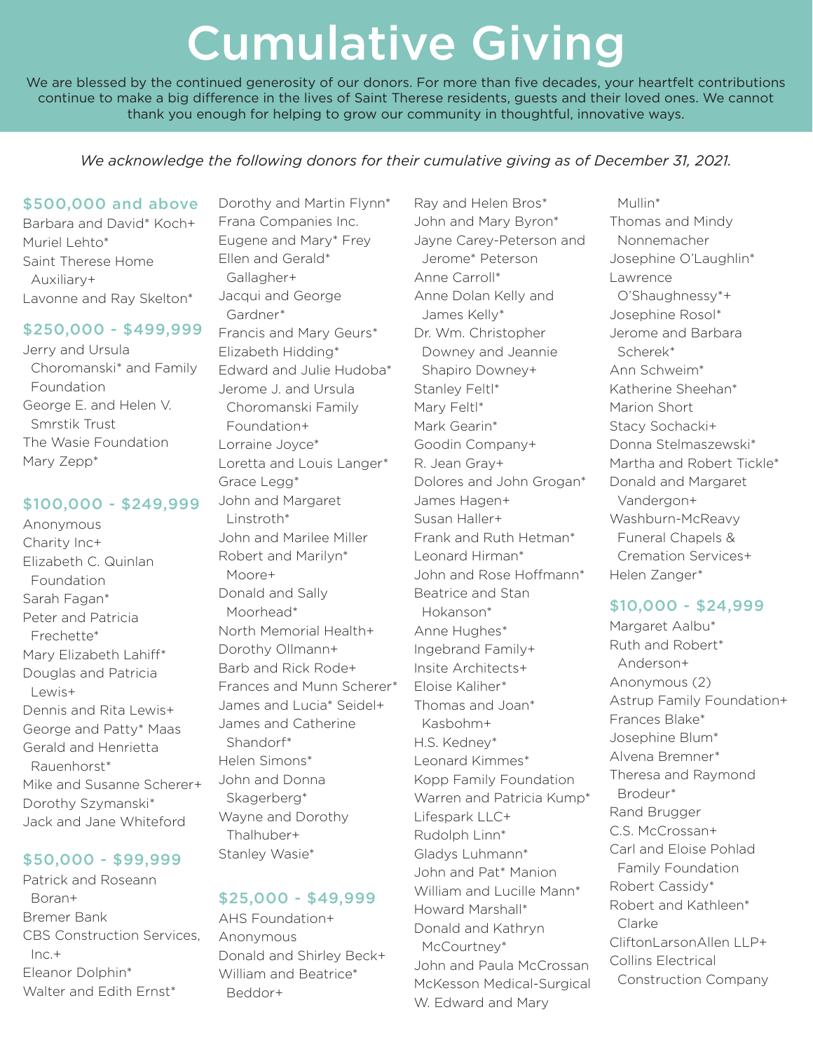# Cumulative Giving

We are blessed by the continued generosity of our donors. For more than five decades, your heartfelt contributions continue to make a big difference in the lives of Saint Therese residents, guests and their loved ones. We cannot thank you enough for helping to grow our community in thoughtful, innovative ways.

*We acknowledge the following donors for their cumulative giving as of December 31, 2021.*

## $500,000 and above

Barbara and David* Koch+
Muriel Lehto*
Saint Therese Home Auxiliary+
Lavonne and Ray Skelton*

## $250,000 - $499,999

Jerry and Ursula Choromanski* and Family Foundation
George E. and Helen V. Smrstik Trust
The Wasie Foundation
Mary Zepp*

## $100,000 - $249,999

Anonymous
Charity Inc+
Elizabeth C. Quinlan Foundation
Sarah Fagan*
Peter and Patricia Frechette*
Mary Elizabeth Lahiff*
Douglas and Patricia Lewis+
Dennis and Rita Lewis+
George and Patty* Maas
Gerald and Henrietta Rauenhorst*
Mike and Susanne Scherer+
Dorothy Szymanski*
Jack and Jane Whiteford

## $50,000 - $99,999

Patrick and Roseann Boran+
Bremer Bank
CBS Construction Services, Inc.+
Eleanor Dolphin*
Walter and Edith Ernst*
Dorothy and Martin Flynn*
Frana Companies Inc.
Eugene and Mary* Frey
Ellen and Gerald* Gallagher+
Jacqui and George Gardner*
Francis and Mary Geurs*
Elizabeth Hidding*
Edward and Julie Hudoba*
Jerome J. and Ursula Choromanski Family Foundation+
Lorraine Joyce*
Loretta and Louis Langer*
Grace Legg*
John and Margaret Linstroth*
John and Marilee Miller
Robert and Marilyn* Moore+
Donald and Sally Moorhead*
North Memorial Health+
Dorothy Ollmann+
Barb and Rick Rode+
Frances and Munn Scherer*
James and Lucia* Seidel+
James and Catherine Shandorf*
Helen Simons*
John and Donna Skagerberg*
Wayne and Dorothy Thalhuber+
Stanley Wasie*

## $25,000 - $49,999

AHS Foundation+
Anonymous
Donald and Shirley Beck+
William and Beatrice* Beddor+
Ray and Helen Bros*
John and Mary Byron*
Jayne Carey-Peterson and Jerome* Peterson
Anne Carroll*
Anne Dolan Kelly and James Kelly*
Dr. Wm. Christopher Downey and Jeannie Shapiro Downey+
Stanley Feltl*
Mary Feltl*
Mark Gearin*
Goodin Company+
R. Jean Gray+
Dolores and John Grogan*
James Hagen+
Susan Haller+
Frank and Ruth Hetman*
Leonard Hirman*
John and Rose Hoffmann*
Beatrice and Stan Hokanson*
Anne Hughes*
Ingebrand Family+
Insite Architects+
Eloise Kaliher*
Thomas and Joan* Kasbohm+
H.S. Kedney*
Leonard Kimmes*
Kopp Family Foundation
Warren and Patricia Kump*
Lifespark LLC+
Rudolph Linn*
Gladys Luhmann*
John and Pat* Manion
William and Lucille Mann*
Howard Marshall*
Donald and Kathryn McCourtney*
John and Paula McCrossan
McKesson Medical-Surgical
W. Edward and Mary Mullin*
Thomas and Mindy Nonnemacher
Josephine O'Laughlin*
Lawrence O'Shaughnessy*+
Josephine Rosol*
Jerome and Barbara Scherek*
Ann Schweim*
Katherine Sheehan*
Marion Short
Stacy Sochacki+
Donna Stelmaszewski*
Martha and Robert Tickle*
Donald and Margaret Vandergon+
Washburn-McReavy Funeral Chapels & Cremation Services+
Helen Zanger*

## $10,000 - $24,999

Margaret Aalbu*
Ruth and Robert* Anderson+
Anonymous (2)
Astrup Family Foundation+
Frances Blake*
Josephine Blum*
Alvena Bremner*
Theresa and Raymond Brodeur*
Rand Brugger
C.S. McCrossan+
Carl and Eloise Pohlad Family Foundation
Robert Cassidy*
Robert and Kathleen* Clarke
CliftonLarsonAllen LLP+
Collins Electrical Construction Company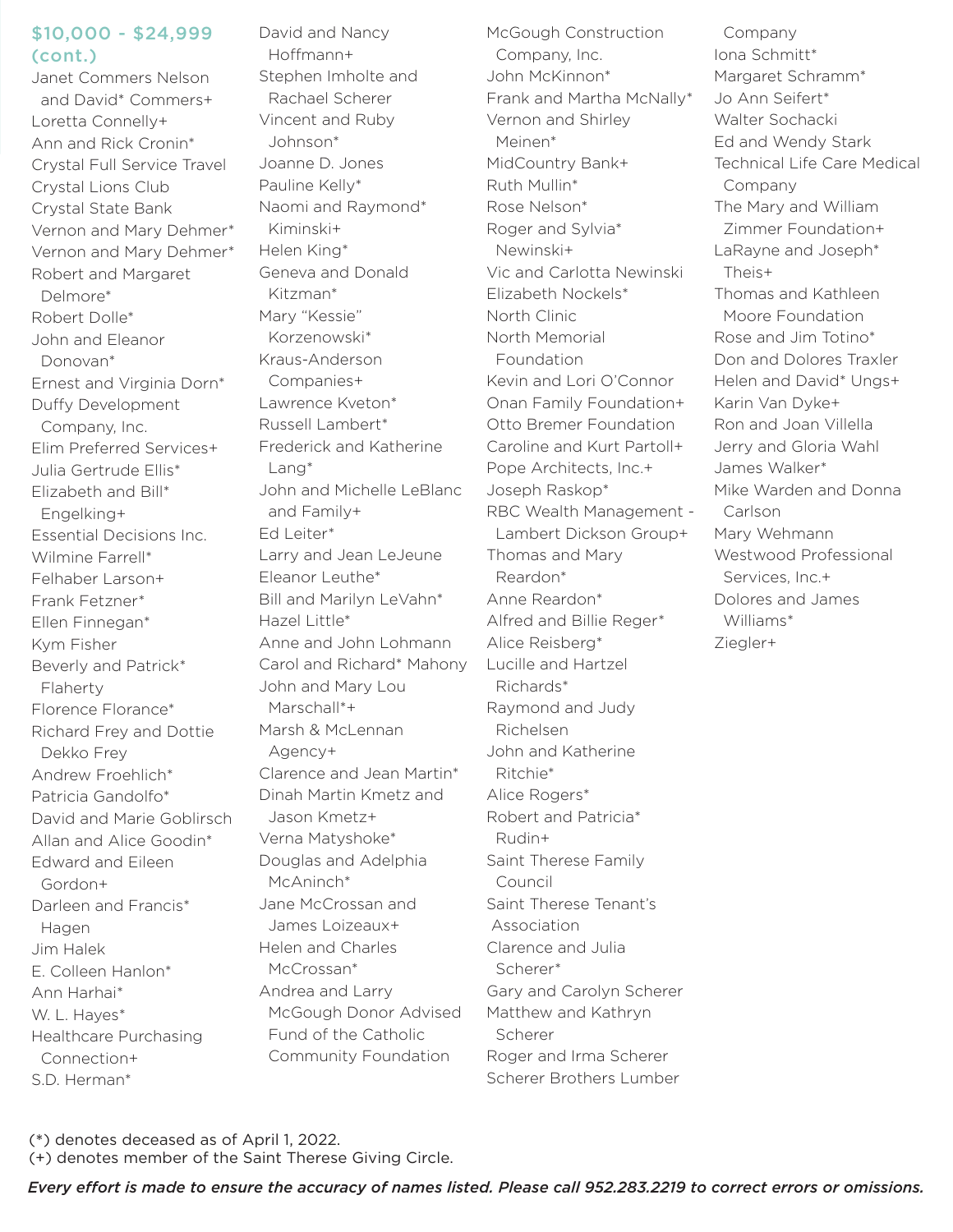## $10,000 - $24,999 (cont.)

Janet Commers Nelson and David* Commers+
Loretta Connelly+
Ann and Rick Cronin*
Crystal Full Service Travel
Crystal Lions Club
Crystal State Bank
Vernon and Mary Dehmer*
Vernon and Mary Dehmer*
Robert and Margaret Delmore*
Robert Dolle*
John and Eleanor Donovan*
Ernest and Virginia Dorn*
Duffy Development Company, Inc.
Elim Preferred Services+
Julia Gertrude Ellis*
Elizabeth and Bill* Engelking+
Essential Decisions Inc.
Wilmine Farrell*
Felhaber Larson+
Frank Fetzner*
Ellen Finnegan*
Kym Fisher
Beverly and Patrick* Flaherty
Florence Florance*
Richard Frey and Dottie Dekko Frey
Andrew Froehlich*
Patricia Gandolfo*
David and Marie Goblirsch
Allan and Alice Goodin*
Edward and Eileen Gordon+
Darleen and Francis* Hagen
Jim Halek
E. Colleen Hanlon*
Ann Harhai*
W. L. Hayes*
Healthcare Purchasing Connection+
S.D. Herman*
David and Nancy Hoffmann+
Stephen Imholte and Rachael Scherer
Vincent and Ruby Johnson*
Joanne D. Jones
Pauline Kelly*
Naomi and Raymond* Kiminski+
Helen King*
Geneva and Donald Kitzman*
Mary "Kessie" Korzenowski*
Kraus-Anderson Companies+
Lawrence Kveton*
Russell Lambert*
Frederick and Katherine Lang*
John and Michelle LeBlanc and Family+
Ed Leiter*
Larry and Jean LeJeune
Eleanor Leuthe*
Bill and Marilyn LeVahn*
Hazel Little*
Anne and John Lohmann
Carol and Richard* Mahony
John and Mary Lou Marschall*+
Marsh & McLennan Agency+
Clarence and Jean Martin*
Dinah Martin Kmetz and Jason Kmetz+
Verna Matyshoke*
Douglas and Adelphia McAninch*
Jane McCrossan and James Loizeaux+
Helen and Charles McCrossan*
Andrea and Larry McGough Donor Advised Fund of the Catholic Community Foundation
McGough Construction Company, Inc.
John McKinnon*
Frank and Martha McNally*
Vernon and Shirley Meinen*
MidCountry Bank+
Ruth Mullin*
Rose Nelson*
Roger and Sylvia* Newinski+
Vic and Carlotta Newinski
Elizabeth Nockels*
North Clinic
North Memorial Foundation
Kevin and Lori O'Connor
Onan Family Foundation+
Otto Bremer Foundation
Caroline and Kurt Partoll+
Pope Architects, Inc.+
Joseph Raskop*
RBC Wealth Management - Lambert Dickson Group+
Thomas and Mary Reardon*
Anne Reardon*
Alfred and Billie Reger*
Alice Reisberg*
Lucille and Hartzel Richards*
Raymond and Judy Richelsen
John and Katherine Ritchie*
Alice Rogers*
Robert and Patricia* Rudin+
Saint Therese Family Council
Saint Therese Tenant's Association
Clarence and Julia Scherer*
Gary and Carolyn Scherer
Matthew and Kathryn Scherer
Roger and Irma Scherer
Scherer Brothers Lumber Company
Iona Schmitt*
Margaret Schramm*
Jo Ann Seifert*
Walter Sochacki
Ed and Wendy Stark
Technical Life Care Medical Company
The Mary and William Zimmer Foundation+
LaRayne and Joseph* Theis+
Thomas and Kathleen Moore Foundation
Rose and Jim Totino*
Don and Dolores Traxler
Helen and David* Ungs+
Karin Van Dyke+
Ron and Joan Villella
Jerry and Gloria Wahl
James Walker*
Mike Warden and Donna Carlson
Mary Wehmann
Westwood Professional Services, Inc.+
Dolores and James Williams*
Ziegler+

(*) denotes deceased as of April 1, 2022.
(+) denotes member of the Saint Therese Giving Circle.

*Every effort is made to ensure the accuracy of names listed. Please call 952.283.2219 to correct errors or omissions.*